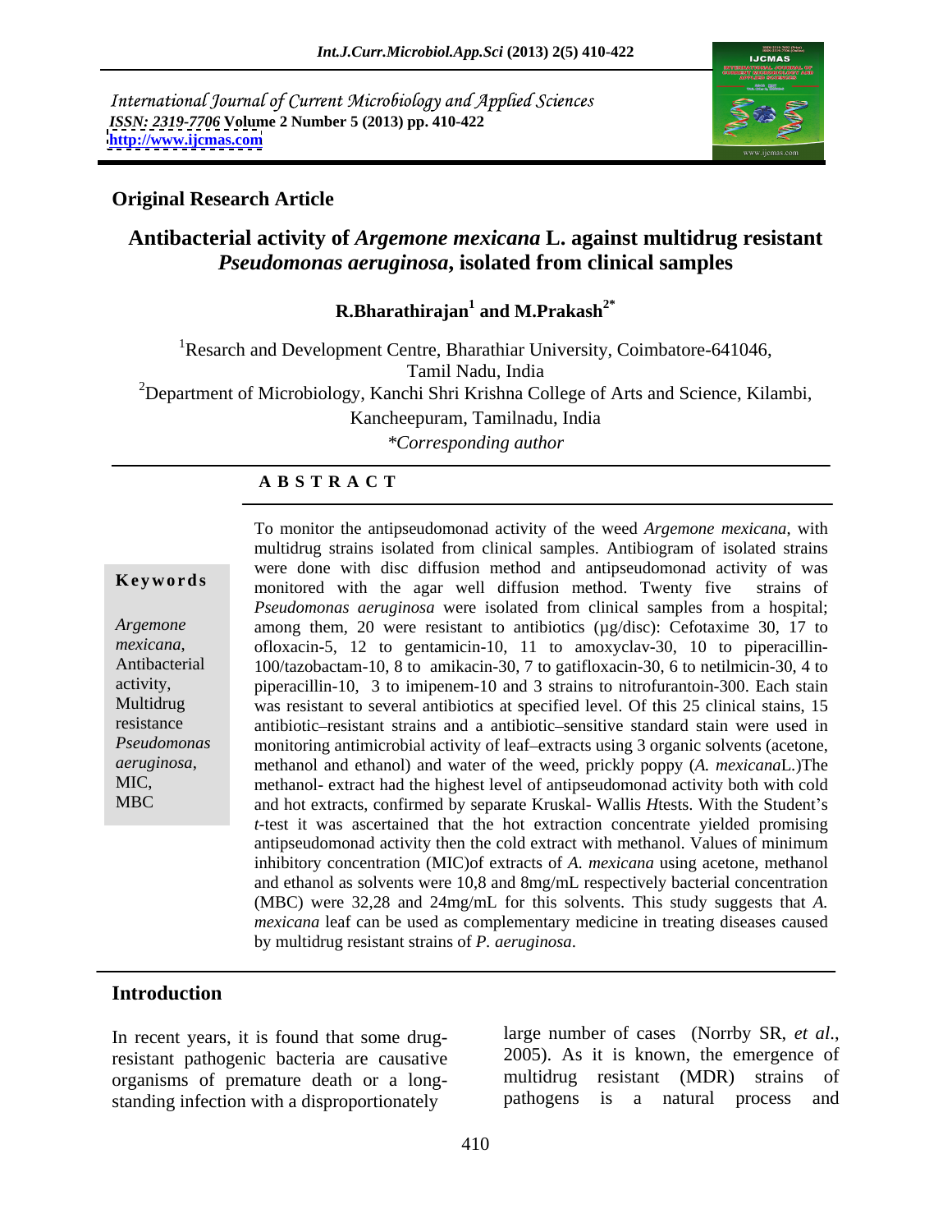International Journal of Current Microbiology and Applied Sciences
ISSN: 2319-7706 **Volume 2 Number 5 (2013) pp. 410-422**
**http://www.ijcmas.com**

**Original Research Article**

# Antibacterial activity of *Argemone mexicana* L. against multidrug resistant *Pseudomonas aeruginosa*, isolated from clinical samples

**R.Bharathirajan[1] and M.Prakash[2*]**

[1]Resarch and Development Centre, Bharathiar University, Coimbatore-641046, Tamil Nadu, India

[2]Department of Microbiology, Kanchi Shri Krishna College of Arts and Science, Kilambi, Kancheepuram, Tamilnadu, India

*\*Corresponding author*

## A B S T R A C T

**Keywords**

*Argemone mexicana*, Antibacterial activity, Multidrug resistance *Pseudomonas aeruginosa*, MIC, MBC

To monitor the antipseudomonad activity of the weed *Argemone mexicana*, with multidrug strains isolated from clinical samples. Antibiogram of isolated strains were done with disc diffusion method and antipseudomonad activity of was monitored with the agar well diffusion method. Twenty five strains of *Pseudomonas aeruginosa* were isolated from clinical samples from a hospital; among them, 20 were resistant to antibiotics (µg/disc): Cefotaxime 30, 17 to ofloxacin-5, 12 to gentamicin-10, 11 to amoxyclav-30, 10 to piperacillin-100/tazobactam-10, 8 to amikacin-30, 7 to gatifloxacin-30, 6 to netilmicin-30, 4 to piperacillin-10, 3 to imipenem-10 and 3 strains to nitrofurantoin-300. Each stain was resistant to several antibiotics at specified level. Of this 25 clinical stains, 15 antibiotic–resistant strains and a antibiotic–sensitive standard stain were used in monitoring antimicrobial activity of leaf–extracts using 3 organic solvents (acetone, methanol and ethanol) and water of the weed, prickly poppy (*A. mexicana*L.)The methanol- extract had the highest level of antipseudomonad activity both with cold and hot extracts, confirmed by separate Kruskal- Wallis *H*tests. With the Student's *t*-test it was ascertained that the hot extraction concentrate yielded promising antipseudomonad activity then the cold extract with methanol. Values of minimum inhibitory concentration (MIC)of extracts of *A. mexicana* using acetone, methanol and ethanol as solvents were 10,8 and 8mg/mL respectively bacterial concentration (MBC) were 32,28 and 24mg/mL for this solvents. This study suggests that *A. mexicana* leaf can be used as complementary medicine in treating diseases caused by multidrug resistant strains of *P. aeruginosa*.

## Introduction

In recent years, it is found that some drug-resistant pathogenic bacteria are causative organisms of premature death or a long-standing infection with a disproportionately large number of cases (Norrby SR, *et al.*, 2005). As it is known, the emergence of multidrug resistant (MDR) strains of pathogens is a natural process and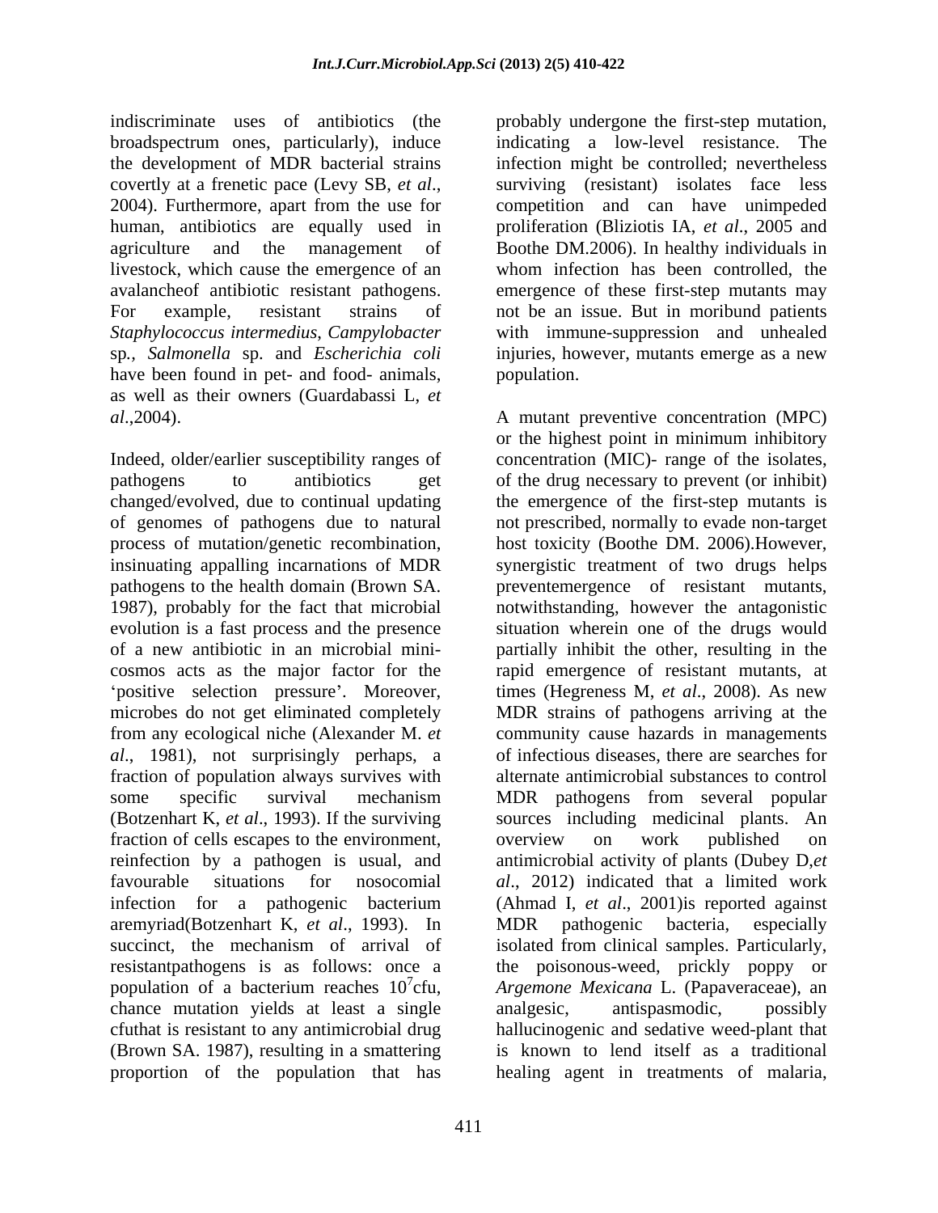indiscriminate uses of antibiotics (the broadspectrum ones, particularly), induce the development of MDR bacterial strains covertly at a frenetic pace (Levy SB, *et al*., 2004). Furthermore, apart from the use for human, antibiotics are equally used in agriculture and the management of livestock, which cause the emergence of an avalancheof antibiotic resistant pathogens. For example, resistant strains of *Staphylococcus intermedius*, *Campylobacter* sp., *Salmonella* sp. and *Escherichia coli* have been found in pet- and food- animals, as well as their owners (Guardabassi L, *et al*.,2004).

Indeed, older/earlier susceptibility ranges of pathogens to antibiotics get changed/evolved, due to continual updating of genomes of pathogens due to natural process of mutation/genetic recombination, insinuating appalling incarnations of MDR pathogens to the health domain (Brown SA. 1987), probably for the fact that microbial evolution is a fast process and the presence of a new antibiotic in an microbial mini-cosmos acts as the major factor for the 'positive selection pressure'. Moreover, microbes do not get eliminated completely from any ecological niche (Alexander M. *et al*., 1981), not surprisingly perhaps, a fraction of population always survives with some specific survival mechanism (Botzenhart K, *et al*., 1993). If the surviving fraction of cells escapes to the environment, reinfection by a pathogen is usual, and favourable situations for nosocomial infection for a pathogenic bacterium aremyriad(Botzenhart K, *et al*., 1993). In succinct, the mechanism of arrival of resistantpathogens is as follows: once a population of a bacterium reaches $10^7$cfu, chance mutation yields at least a single cfuthat is resistant to any antimicrobial drug (Brown SA. 1987), resulting in a smattering proportion of the population that has probably undergone the first-step mutation, indicating a low-level resistance. The infection might be controlled; nevertheless surviving (resistant) isolates face less competition and can have unimpeded proliferation (Bliziotis IA, *et al*., 2005 and Boothe DM.2006). In healthy individuals in whom infection has been controlled, the emergence of these first-step mutants may not be an issue. But in moribund patients with immune-suppression and unhealed injuries, however, mutants emerge as a new population.

A mutant preventive concentration (MPC) or the highest point in minimum inhibitory concentration (MIC)- range of the isolates, of the drug necessary to prevent (or inhibit) the emergence of the first-step mutants is not prescribed, normally to evade non-target host toxicity (Boothe DM. 2006).However, synergistic treatment of two drugs helps preventemergence of resistant mutants, notwithstanding, however the antagonistic situation wherein one of the drugs would partially inhibit the other, resulting in the rapid emergence of resistant mutants, at times (Hegreness M, *et al*., 2008). As new MDR strains of pathogens arriving at the community cause hazards in managements of infectious diseases, there are searches for alternate antimicrobial substances to control MDR pathogens from several popular sources including medicinal plants. An overview on work published on antimicrobial activity of plants (Dubey D,*et al*., 2012) indicated that a limited work (Ahmad I, *et al*., 2001)is reported against MDR pathogenic bacteria, especially isolated from clinical samples. Particularly, the poisonous-weed, prickly poppy or *Argemone Mexicana* L. (Papaveraceae), an analgesic, antispasmodic, possibly hallucinogenic and sedative weed-plant that is known to lend itself as a traditional healing agent in treatments of malaria,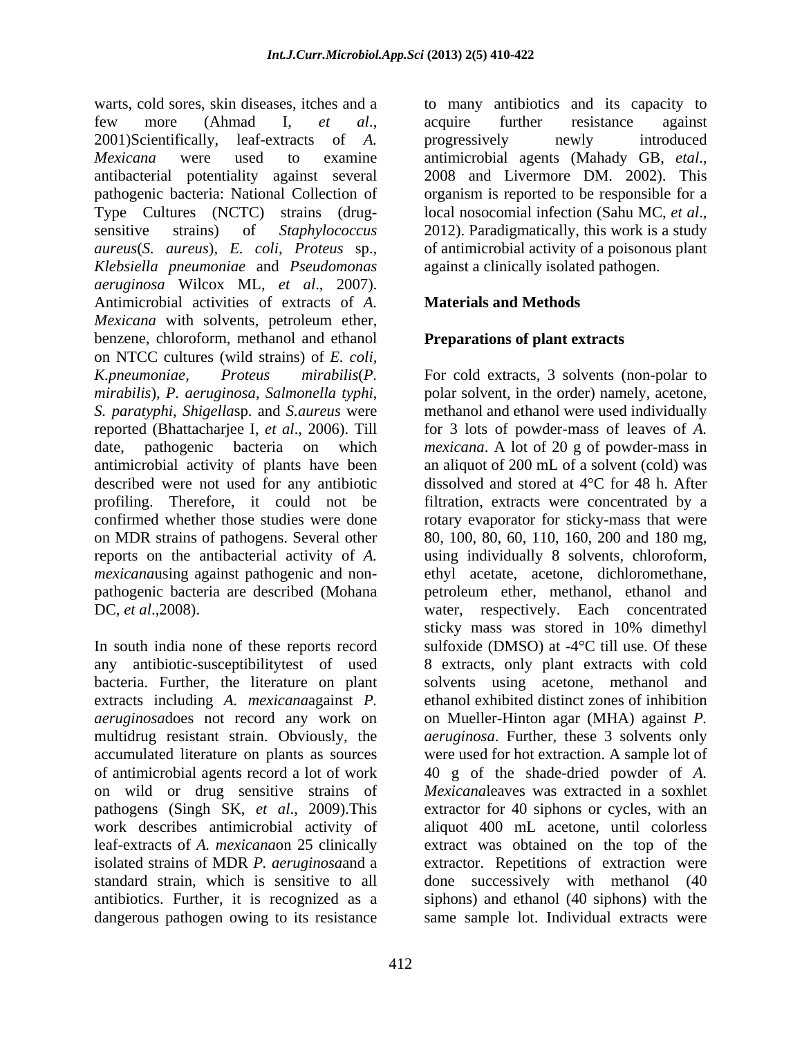warts, cold sores, skin diseases, itches and a few more (Ahmad I, *et al*., 2001)Scientifically, leaf-extracts of *A. Mexicana* were used to examine antibacterial potentiality against several pathogenic bacteria: National Collection of Type Cultures (NCTC) strains (drug-sensitive strains) of *Staphylococcus aureus*(*S. aureus*), *E. coli*, *Proteus* sp., *Klebsiella pneumoniae* and *Pseudomonas aeruginosa* Wilcox ML, *et al*., 2007). Antimicrobial activities of extracts of *A. Mexicana* with solvents, petroleum ether, benzene, chloroform, methanol and ethanol on NTCC cultures (wild strains) of *E. coli*, *K.pneumoniae*, *Proteus mirabilis*(*P. mirabilis*), *P. aeruginosa*, *Salmonella typhi*, *S. paratyphi*, *Shigella*sp. and *S.aureus* were reported (Bhattacharjee I, *et al*., 2006). Till date, pathogenic bacteria on which antimicrobial activity of plants have been described were not used for any antibiotic profiling. Therefore, it could not be confirmed whether those studies were done on MDR strains of pathogens. Several other reports on the antibacterial activity of *A. mexicana*using against pathogenic and non-pathogenic bacteria are described (Mohana DC, *et al*.,2008).

In south india none of these reports record any antibiotic-susceptibilitytest of used bacteria. Further, the literature on plant extracts including *A. mexicana*against *P. aeruginosa*does not record any work on multidrug resistant strain. Obviously, the accumulated literature on plants as sources of antimicrobial agents record a lot of work on wild or drug sensitive strains of pathogens (Singh SK, *et al*., 2009).This work describes antimicrobial activity of leaf-extracts of *A. mexicana*on 25 clinically isolated strains of MDR *P. aeruginosa*and a standard strain, which is sensitive to all antibiotics. Further, it is recognized as a dangerous pathogen owing to its resistance to many antibiotics and its capacity to acquire further resistance against progressively newly introduced antimicrobial agents (Mahady GB, *etal*., 2008 and Livermore DM. 2002). This organism is reported to be responsible for a local nosocomial infection (Sahu MC, *et al*., 2012). Paradigmatically, this work is a study of antimicrobial activity of a poisonous plant against a clinically isolated pathogen.

## Materials and Methods

### Preparations of plant extracts

For cold extracts, 3 solvents (non-polar to polar solvent, in the order) namely, acetone, methanol and ethanol were used individually for 3 lots of powder-mass of leaves of *A. mexicana*. A lot of 20 g of powder-mass in an aliquot of 200 mL of a solvent (cold) was dissolved and stored at 4°C for 48 h. After filtration, extracts were concentrated by a rotary evaporator for sticky-mass that were 80, 100, 80, 60, 110, 160, 200 and 180 mg, using individually 8 solvents, chloroform, ethyl acetate, acetone, dichloromethane, petroleum ether, methanol, ethanol and water, respectively. Each concentrated sticky mass was stored in 10% dimethyl sulfoxide (DMSO) at -4°C till use. Of these 8 extracts, only plant extracts with cold solvents using acetone, methanol and ethanol exhibited distinct zones of inhibition on Mueller-Hinton agar (MHA) against *P. aeruginosa*. Further, these 3 solvents only were used for hot extraction. A sample lot of 40 g of the shade-dried powder of *A. Mexicana*leaves was extracted in a soxhlet extractor for 40 siphons or cycles, with an aliquot 400 mL acetone, until colorless extract was obtained on the top of the extractor. Repetitions of extraction were done successively with methanol (40 siphons) and ethanol (40 siphons) with the same sample lot. Individual extracts were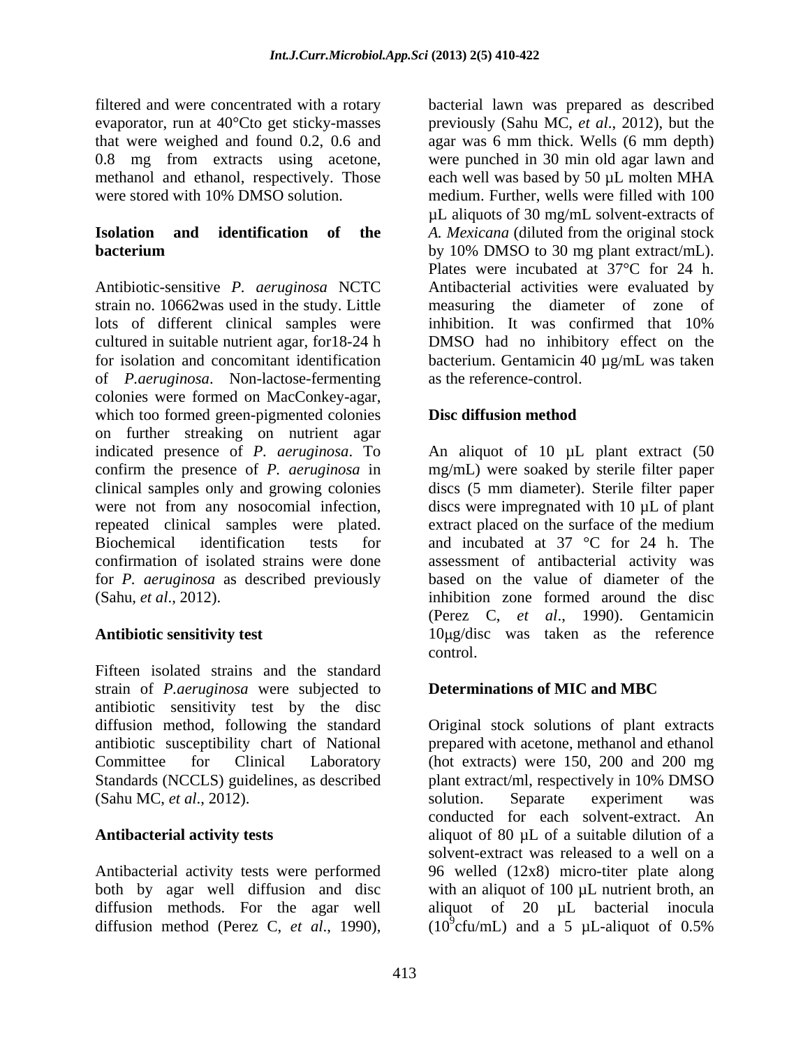filtered and were concentrated with a rotary evaporator, run at 40°Cto get sticky-masses that were weighed and found 0.2, 0.6 and 0.8 mg from extracts using acetone, methanol and ethanol, respectively. Those were stored with 10% DMSO solution.

**Isolation and identification of the bacterium**

Antibiotic-sensitive *P. aeruginosa* NCTC strain no. 10662was used in the study. Little lots of different clinical samples were cultured in suitable nutrient agar, for18-24 h for isolation and concomitant identification of *P.aeruginosa*. Non-lactose-fermenting colonies were formed on MacConkey-agar, which too formed green-pigmented colonies on further streaking on nutrient agar indicated presence of *P. aeruginosa*. To confirm the presence of *P. aeruginosa* in clinical samples only and growing colonies were not from any nosocomial infection, repeated clinical samples were plated. Biochemical identification tests for confirmation of isolated strains were done for *P. aeruginosa* as described previously (Sahu, *et al*., 2012).

**Antibiotic sensitivity test**

Fifteen isolated strains and the standard strain of *P.aeruginosa* were subjected to antibiotic sensitivity test by the disc diffusion method, following the standard antibiotic susceptibility chart of National Committee for Clinical Laboratory Standards (NCCLS) guidelines, as described (Sahu MC, *et al*., 2012).

**Antibacterial activity tests**

Antibacterial activity tests were performed both by agar well diffusion and disc diffusion methods. For the agar well diffusion method (Perez C, *et al*., 1990), bacterial lawn was prepared as described previously (Sahu MC, *et al*., 2012), but the agar was 6 mm thick. Wells (6 mm depth) were punched in 30 min old agar lawn and each well was based by 50 µL molten MHA medium. Further, wells were filled with 100 µL aliquots of 30 mg/mL solvent-extracts of *A. Mexicana* (diluted from the original stock by 10% DMSO to 30 mg plant extract/mL). Plates were incubated at 37°C for 24 h. Antibacterial activities were evaluated by measuring the diameter of zone of inhibition. It was confirmed that 10% DMSO had no inhibitory effect on the bacterium. Gentamicin 40 µg/mL was taken as the reference-control.

**Disc diffusion method**

An aliquot of 10 µL plant extract (50 mg/mL) were soaked by sterile filter paper discs (5 mm diameter). Sterile filter paper discs were impregnated with 10 µL of plant extract placed on the surface of the medium and incubated at 37 °C for 24 h. The assessment of antibacterial activity was based on the value of diameter of the inhibition zone formed around the disc (Perez C, *et al*., 1990). Gentamicin 10µg/disc was taken as the reference control.

**Determinations of MIC and MBC**

Original stock solutions of plant extracts prepared with acetone, methanol and ethanol (hot extracts) were 150, 200 and 200 mg plant extract/ml, respectively in 10% DMSO solution. Separate experiment was conducted for each solvent-extract. An aliquot of 80 µL of a suitable dilution of a solvent-extract was released to a well on a 96 welled (12x8) micro-titer plate along with an aliquot of 100 µL nutrient broth, an aliquot of 20 µL bacterial inocula ($10^9$cfu/mL) and a 5 µL-aliquot of 0.5%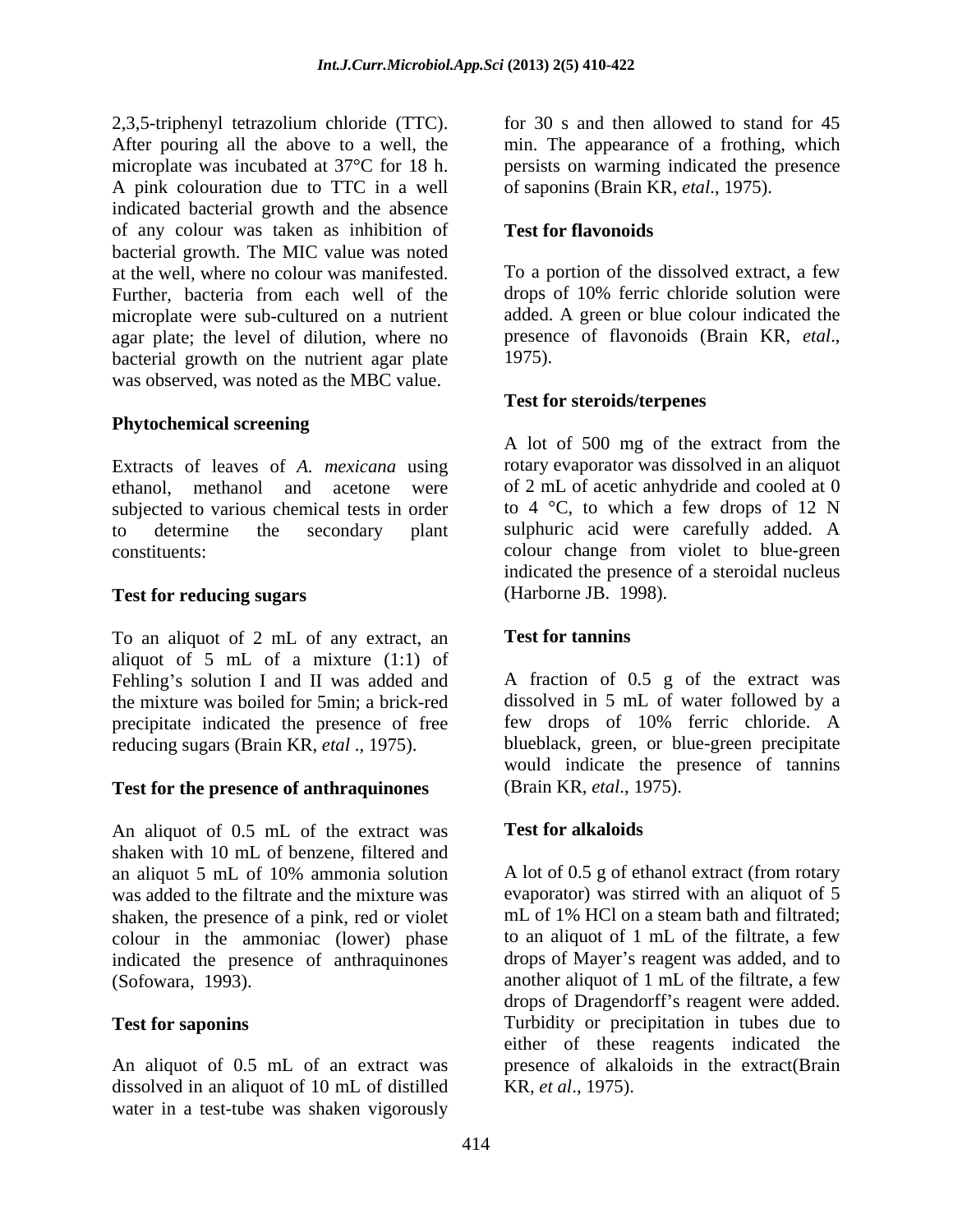2,3,5-triphenyl tetrazolium chloride (TTC). After pouring all the above to a well, the microplate was incubated at 37°C for 18 h. A pink colouration due to TTC in a well indicated bacterial growth and the absence of any colour was taken as inhibition of bacterial growth. The MIC value was noted at the well, where no colour was manifested. Further, bacteria from each well of the microplate were sub-cultured on a nutrient agar plate; the level of dilution, where no bacterial growth on the nutrient agar plate was observed, was noted as the MBC value.

### Phytochemical screening

Extracts of leaves of *A. mexicana* using ethanol, methanol and acetone were subjected to various chemical tests in order to determine the secondary plant constituents:

### Test for reducing sugars

To an aliquot of 2 mL of any extract, an aliquot of 5 mL of a mixture (1:1) of Fehling's solution I and II was added and the mixture was boiled for 5min; a brick-red precipitate indicated the presence of free reducing sugars (Brain KR, *etal* ., 1975).

### Test for the presence of anthraquinones

An aliquot of 0.5 mL of the extract was shaken with 10 mL of benzene, filtered and an aliquot 5 mL of 10% ammonia solution was added to the filtrate and the mixture was shaken, the presence of a pink, red or violet colour in the ammoniac (lower) phase indicated the presence of anthraquinones (Sofowara, 1993).

### Test for saponins

An aliquot of 0.5 mL of an extract was dissolved in an aliquot of 10 mL of distilled water in a test-tube was shaken vigorously for 30 s and then allowed to stand for 45 min. The appearance of a frothing, which persists on warming indicated the presence of saponins (Brain KR, *etal*., 1975).

### Test for flavonoids

To a portion of the dissolved extract, a few drops of 10% ferric chloride solution were added. A green or blue colour indicated the presence of flavonoids (Brain KR, *etal*., 1975).

### Test for steroids/terpenes

A lot of 500 mg of the extract from the rotary evaporator was dissolved in an aliquot of 2 mL of acetic anhydride and cooled at 0 to 4 °C, to which a few drops of 12 N sulphuric acid were carefully added. A colour change from violet to blue-green indicated the presence of a steroidal nucleus (Harborne JB. 1998).

### Test for tannins

A fraction of 0.5 g of the extract was dissolved in 5 mL of water followed by a few drops of 10% ferric chloride. A blueblack, green, or blue-green precipitate would indicate the presence of tannins (Brain KR, *etal*., 1975).

### Test for alkaloids

A lot of 0.5 g of ethanol extract (from rotary evaporator) was stirred with an aliquot of 5 mL of 1% HCl on a steam bath and filtrated; to an aliquot of 1 mL of the filtrate, a few drops of Mayer's reagent was added, and to another aliquot of 1 mL of the filtrate, a few drops of Dragendorff's reagent were added. Turbidity or precipitation in tubes due to either of these reagents indicated the presence of alkaloids in the extract(Brain KR, *et al*., 1975).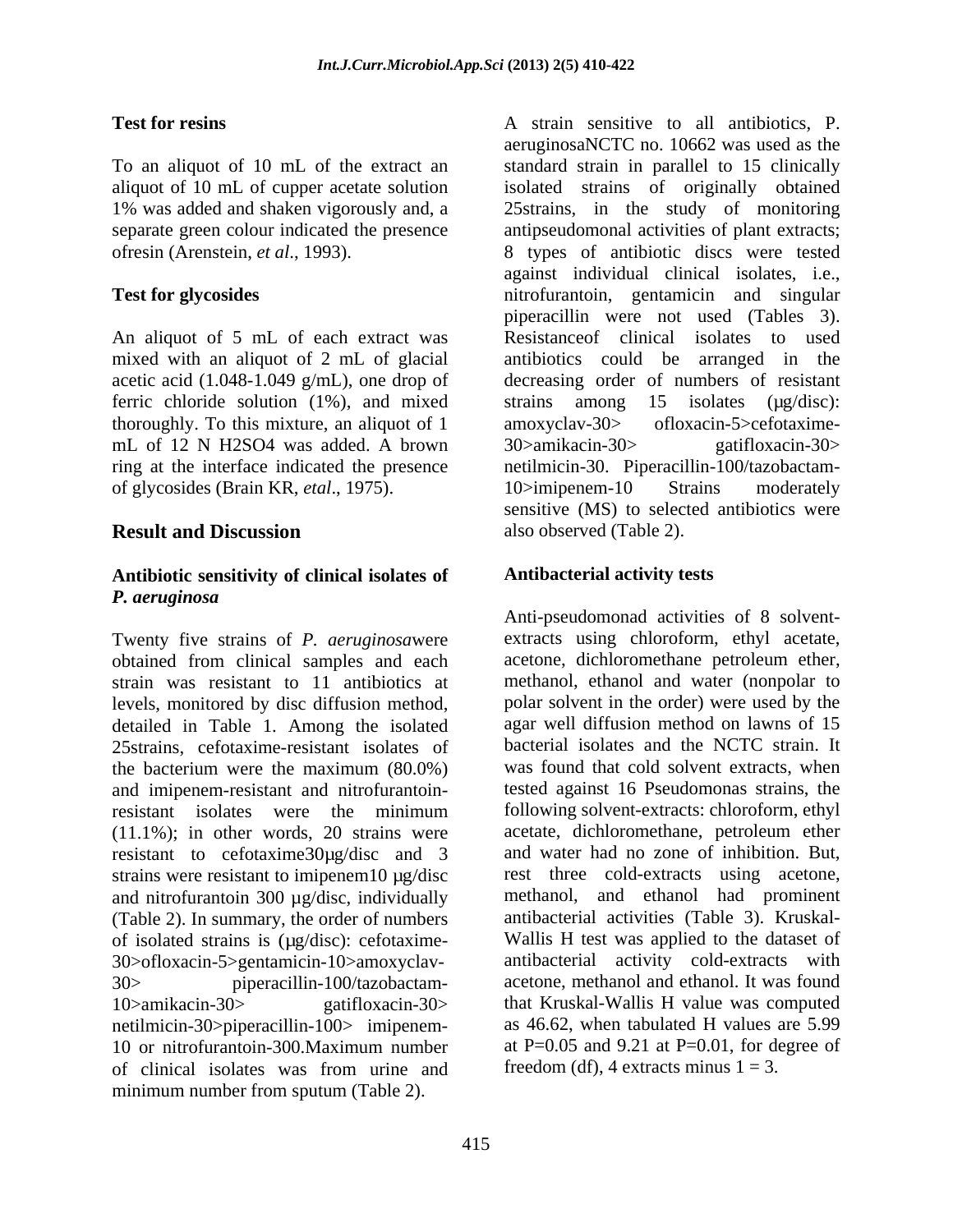**Test for resins**

To an aliquot of 10 mL of the extract an aliquot of 10 mL of cupper acetate solution 1% was added and shaken vigorously and, a separate green colour indicated the presence ofresin (Arenstein, *et al*., 1993).

**Test for glycosides**

An aliquot of 5 mL of each extract was mixed with an aliquot of 2 mL of glacial acetic acid (1.048-1.049 g/mL), one drop of ferric chloride solution (1%), and mixed thoroughly. To this mixture, an aliquot of 1 mL of 12 N $H_2SO_4$ was added. A brown ring at the interface indicated the presence of glycosides (Brain KR, *etal*., 1975).

## Result and Discussion

### Antibiotic sensitivity of clinical isolates of *P. aeruginosa*

Twenty five strains of *P. aeruginosa*were obtained from clinical samples and each strain was resistant to 11 antibiotics at levels, monitored by disc diffusion method, detailed in Table 1. Among the isolated 25strains, cefotaxime-resistant isolates of the bacterium were the maximum (80.0%) and imipenem-resistant and nitrofurantoin-resistant isolates were the minimum (11.1%); in other words, 20 strains were resistant to cefotaxime30µg/disc and 3 strains were resistant to imipenem10 µg/disc and nitrofurantoin 300 µg/disc, individually (Table 2). In summary, the order of numbers of isolated strains is (µg/disc): cefotaxime-30>ofloxacin-5>gentamicin-10>amoxyclav-30> piperacillin-100/tazobactam-10>amikacin-30> gatifloxacin-30> netilmicin-30>piperacillin-100> imipenem-10 or nitrofurantoin-300.Maximum number of clinical isolates was from urine and minimum number from sputum (Table 2).

A strain sensitive to all antibiotics, P. aeruginosaNCTC no. 10662 was used as the standard strain in parallel to 15 clinically isolated strains of originally obtained 25strains, in the study of monitoring antipseudomonal activities of plant extracts; 8 types of antibiotic discs were tested against individual clinical isolates, i.e., nitrofurantoin, gentamicin and singular piperacillin were not used (Tables 3). Resistanceof clinical isolates to used antibiotics could be arranged in the decreasing order of numbers of resistant strains among 15 isolates (µg/disc): amoxyclav-30> ofloxacin-5>cefotaxime-30>amikacin-30> gatifloxacin-30> netilmicin-30. Piperacillin-100/tazobactam-10>imipenem-10 Strains moderately sensitive (MS) to selected antibiotics were also observed (Table 2).

### Antibacterial activity tests

Anti-pseudomonad activities of 8 solvent-extracts using chloroform, ethyl acetate, acetone, dichloromethane petroleum ether, methanol, ethanol and water (nonpolar to polar solvent in the order) were used by the agar well diffusion method on lawns of 15 bacterial isolates and the NCTC strain. It was found that cold solvent extracts, when tested against 16 Pseudomonas strains, the following solvent-extracts: chloroform, ethyl acetate, dichloromethane, petroleum ether and water had no zone of inhibition. But, rest three cold-extracts using acetone, methanol, and ethanol had prominent antibacterial activities (Table 3). Kruskal-Wallis H test was applied to the dataset of antibacterial activity cold-extracts with acetone, methanol and ethanol. It was found that Kruskal-Wallis H value was computed as 46.62, when tabulated H values are 5.99 at P=0.05 and 9.21 at P=0.01, for degree of freedom (df), 4 extracts minus 1 = 3.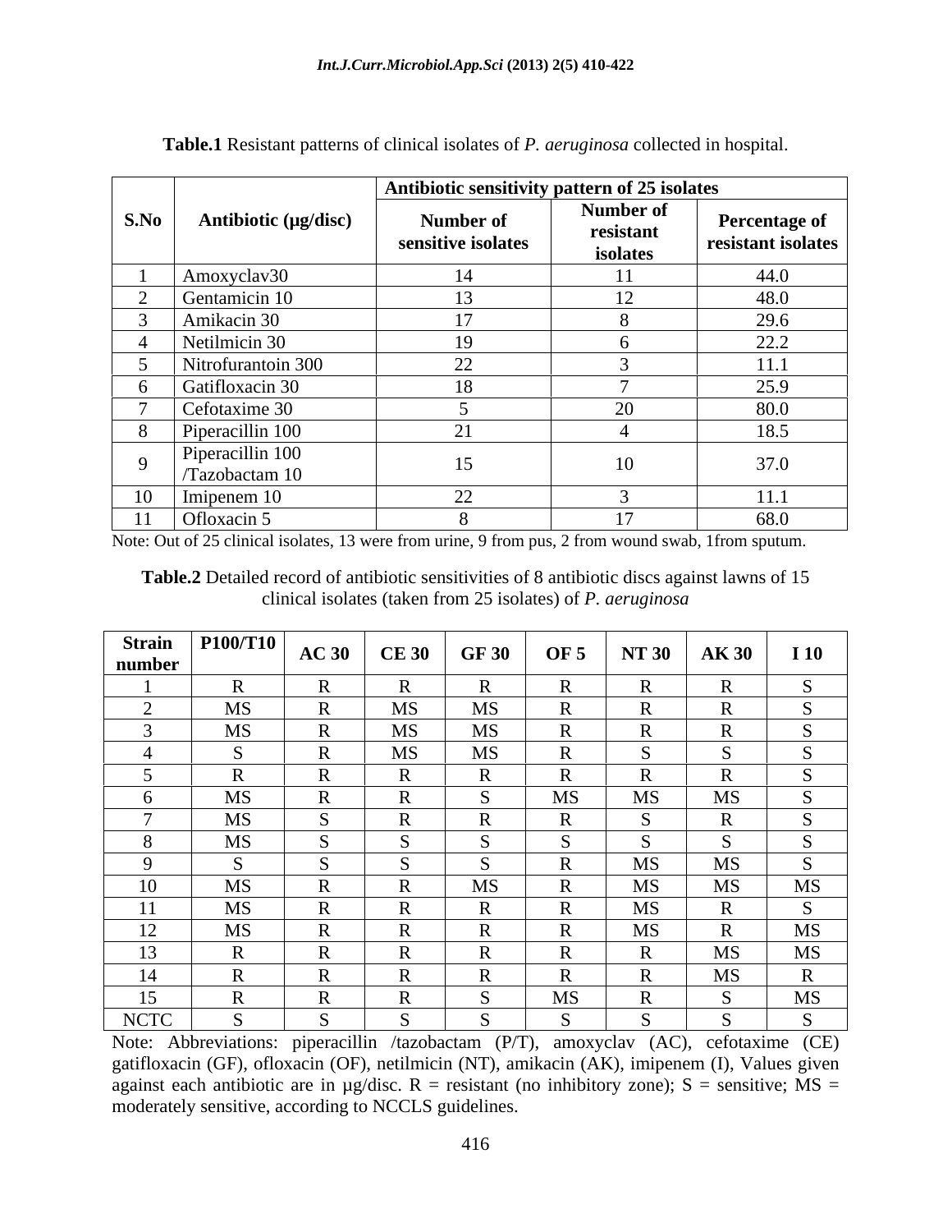**Table.1** Resistant patterns of clinical isolates of *P. aeruginosa* collected in hospital.

| S.No | Antibiotic (µg/disc) | Antibiotic sensitivity pattern of 25 isolates | | |
|---|---|---|---|---|
| | | Number of sensitive isolates | Number of resistant isolates | Percentage of resistant isolates |
| 1 | Amoxyclav30 | 14 | 11 | 44.0 |
| 2 | Gentamicin 10 | 13 | 12 | 48.0 |
| 3 | Amikacin 30 | 17 | 8 | 29.6 |
| 4 | Netilmicin 30 | 19 | 6 | 22.2 |
| 5 | Nitrofurantoin 300 | 22 | 3 | 11.1 |
| 6 | Gatifloxacin 30 | 18 | 7 | 25.9 |
| 7 | Cefotaxime 30 | 5 | 20 | 80.0 |
| 8 | Piperacillin 100 | 21 | 4 | 18.5 |
| 9 | Piperacillin 100 /Tazobactam 10 | 15 | 10 | 37.0 |
| 10 | Imipenem 10 | 22 | 3 | 11.1 |
| 11 | Ofloxacin 5 | 8 | 17 | 68.0 |

Note: Out of 25 clinical isolates, 13 were from urine, 9 from pus, 2 from wound swab, 1from sputum.

**Table.2** Detailed record of antibiotic sensitivities of 8 antibiotic discs against lawns of 15 clinical isolates (taken from 25 isolates) of *P. aeruginosa*

| Strain number | P100/T10 | AC 30 | CE 30 | GF 30 | OF 5 | NT 30 | AK 30 | I 10 |
|---|---|---|---|---|---|---|---|---|
| 1 | R | R | R | R | R | R | R | S |
| 2 | MS | R | MS | MS | R | R | R | S |
| 3 | MS | R | MS | MS | R | R | R | S |
| 4 | S | R | MS | MS | R | S | S | S |
| 5 | R | R | R | R | R | R | R | S |
| 6 | MS | R | R | S | MS | MS | MS | S |
| 7 | MS | S | R | R | R | S | R | S |
| 8 | MS | S | S | S | S | S | S | S |
| 9 | S | S | S | S | R | MS | MS | S |
| 10 | MS | R | R | MS | R | MS | MS | MS |
| 11 | MS | R | R | R | R | MS | R | S |
| 12 | MS | R | R | R | R | MS | R | MS |
| 13 | R | R | R | R | R | R | MS | MS |
| 14 | R | R | R | R | R | R | MS | R |
| 15 | R | R | R | S | MS | R | S | MS |
| NCTC | S | S | S | S | S | S | S | S |

Note: Abbreviations: piperacillin /tazobactam (P/T), amoxyclav (AC), cefotaxime (CE) gatifloxacin (GF), ofloxacin (OF), netilmicin (NT), amikacin (AK), imipenem (I), Values given against each antibiotic are in µg/disc. R = resistant (no inhibitory zone); S = sensitive; MS = moderately sensitive, according to NCCLS guidelines.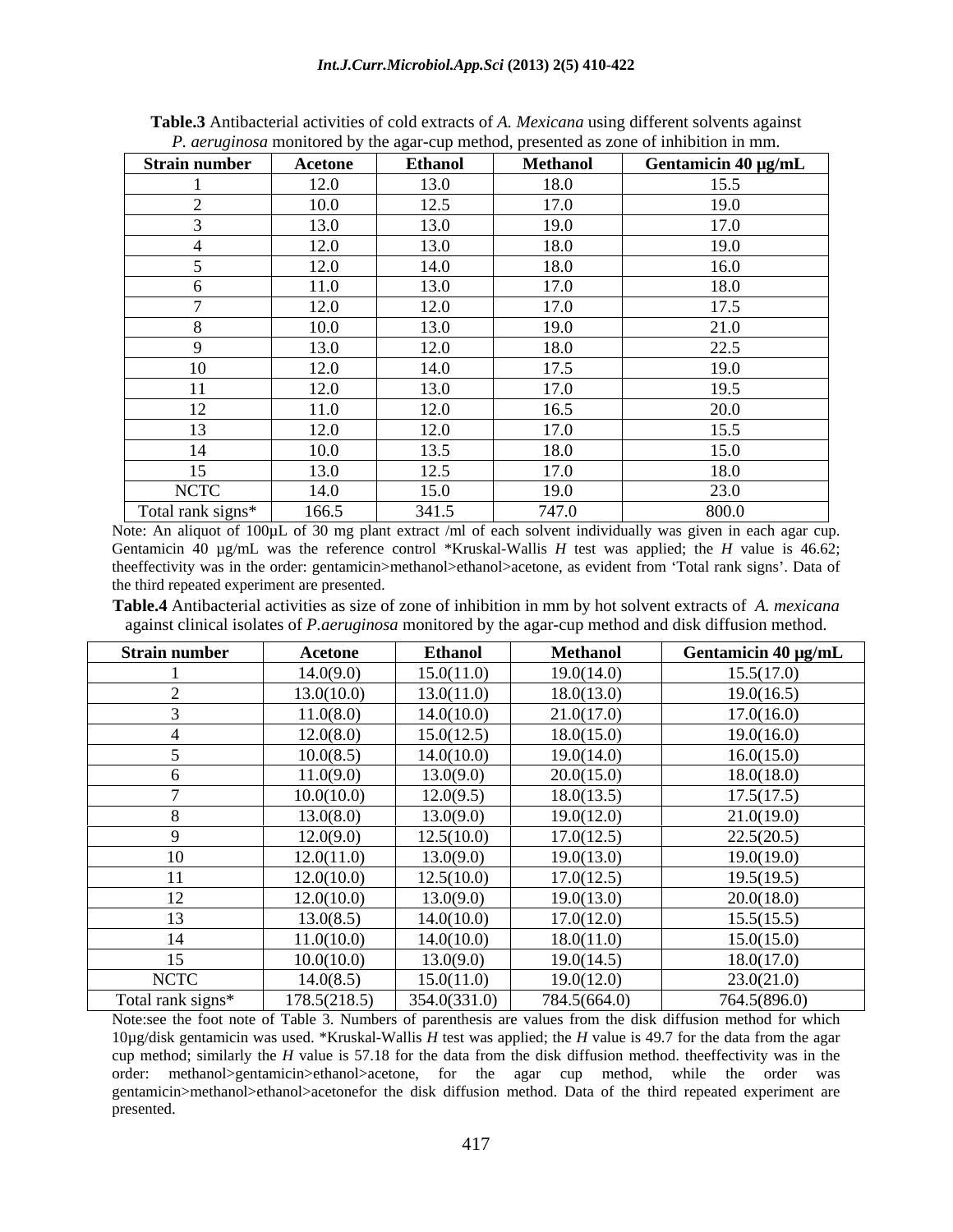**Table.3** Antibacterial activities of cold extracts of *A. Mexicana* using different solvents against *P. aeruginosa* monitored by the agar-cup method, presented as zone of inhibition in mm.

| Strain number | Acetone | Ethanol | Methanol | Gentamicin 40 µg/mL |
|---|---|---|---|---|
| 1 | 12.0 | 13.0 | 18.0 | 15.5 |
| 2 | 10.0 | 12.5 | 17.0 | 19.0 |
| 3 | 13.0 | 13.0 | 19.0 | 17.0 |
| 4 | 12.0 | 13.0 | 18.0 | 19.0 |
| 5 | 12.0 | 14.0 | 18.0 | 16.0 |
| 6 | 11.0 | 13.0 | 17.0 | 18.0 |
| 7 | 12.0 | 12.0 | 17.0 | 17.5 |
| 8 | 10.0 | 13.0 | 19.0 | 21.0 |
| 9 | 13.0 | 12.0 | 18.0 | 22.5 |
| 10 | 12.0 | 14.0 | 17.5 | 19.0 |
| 11 | 12.0 | 13.0 | 17.0 | 19.5 |
| 12 | 11.0 | 12.0 | 16.5 | 20.0 |
| 13 | 12.0 | 12.0 | 17.0 | 15.5 |
| 14 | 10.0 | 13.5 | 18.0 | 15.0 |
| 15 | 13.0 | 12.5 | 17.0 | 18.0 |
| NCTC | 14.0 | 15.0 | 19.0 | 23.0 |
| Total rank signs* | 166.5 | 341.5 | 747.0 | 800.0 |

Note: An aliquot of 100µL of 30 mg plant extract /ml of each solvent individually was given in each agar cup. Gentamicin 40 µg/mL was the reference control *Kruskal-Wallis *H* test was applied; the *H* value is 46.62; theeffectivity was in the order: gentamicin>methanol>ethanol>acetone, as evident from 'Total rank signs'. Data of the third repeated experiment are presented.

**Table.4** Antibacterial activities as size of zone of inhibition in mm by hot solvent extracts of *A. mexicana* against clinical isolates of *P.aeruginosa* monitored by the agar-cup method and disk diffusion method.

| Strain number | Acetone | Ethanol | Methanol | Gentamicin 40 µg/mL |
|---|---|---|---|---|
| 1 | 14.0(9.0) | 15.0(11.0) | 19.0(14.0) | 15.5(17.0) |
| 2 | 13.0(10.0) | 13.0(11.0) | 18.0(13.0) | 19.0(16.5) |
| 3 | 11.0(8.0) | 14.0(10.0) | 21.0(17.0) | 17.0(16.0) |
| 4 | 12.0(8.0) | 15.0(12.5) | 18.0(15.0) | 19.0(16.0) |
| 5 | 10.0(8.5) | 14.0(10.0) | 19.0(14.0) | 16.0(15.0) |
| 6 | 11.0(9.0) | 13.0(9.0) | 20.0(15.0) | 18.0(18.0) |
| 7 | 10.0(10.0) | 12.0(9.5) | 18.0(13.5) | 17.5(17.5) |
| 8 | 13.0(8.0) | 13.0(9.0) | 19.0(12.0) | 21.0(19.0) |
| 9 | 12.0(9.0) | 12.5(10.0) | 17.0(12.5) | 22.5(20.5) |
| 10 | 12.0(11.0) | 13.0(9.0) | 19.0(13.0) | 19.0(19.0) |
| 11 | 12.0(10.0) | 12.5(10.0) | 17.0(12.5) | 19.5(19.5) |
| 12 | 12.0(10.0) | 13.0(9.0) | 19.0(13.0) | 20.0(18.0) |
| 13 | 13.0(8.5) | 14.0(10.0) | 17.0(12.0) | 15.5(15.5) |
| 14 | 11.0(10.0) | 14.0(10.0) | 18.0(11.0) | 15.0(15.0) |
| 15 | 10.0(10.0) | 13.0(9.0) | 19.0(14.5) | 18.0(17.0) |
| NCTC | 14.0(8.5) | 15.0(11.0) | 19.0(12.0) | 23.0(21.0) |
| Total rank signs* | 178.5(218.5) | 354.0(331.0) | 784.5(664.0) | 764.5(896.0) |

Note:see the foot note of Table 3. Numbers of parenthesis are values from the disk diffusion method for which 10µg/disk gentamicin was used. *Kruskal-Wallis *H* test was applied; the *H* value is 49.7 for the data from the agar cup method; similarly the *H* value is 57.18 for the data from the disk diffusion method. theeffectivity was in the order: methanol>gentamicin>ethanol>acetone, for the agar cup method, while the order was gentamicin>methanol>ethanol>acetonefor the disk diffusion method. Data of the third repeated experiment are presented.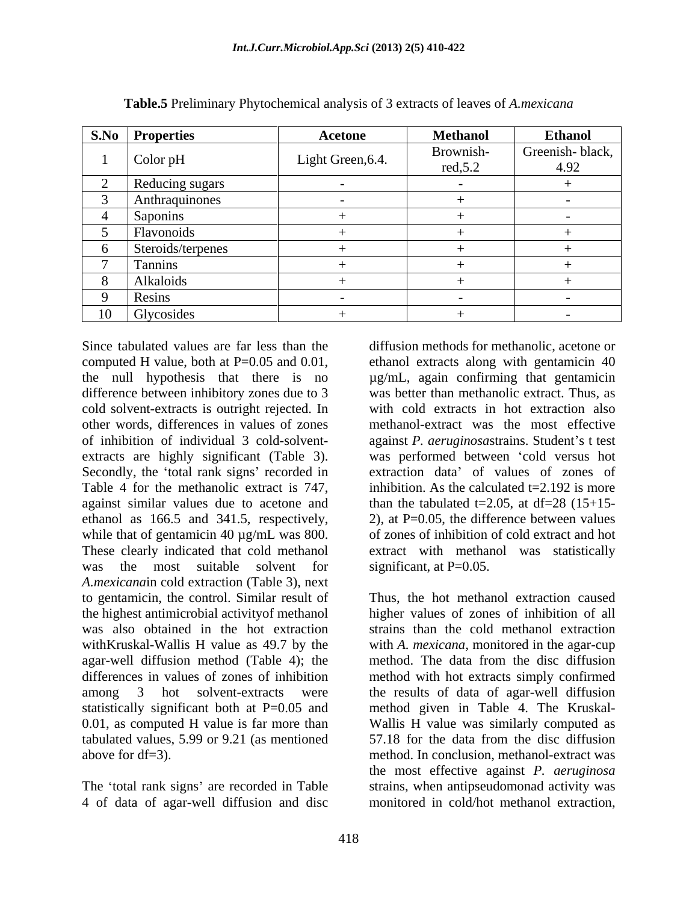**Table.5** Preliminary Phytochemical analysis of 3 extracts of leaves of *A.mexicana*

| S.No | Properties | Acetone | Methanol | Ethanol |
|---|---|---|---|---|
| 1 | Color pH | Light Green,6.4. | Brownish-red,5.2 | Greenish- black, 4.92 |
| 2 | Reducing sugars | - | - | + |
| 3 | Anthraquinones | - | + | - |
| 4 | Saponins | + | + | - |
| 5 | Flavonoids | + | + | + |
| 6 | Steroids/terpenes | + | + | + |
| 7 | Tannins | + | + | + |
| 8 | Alkaloids | + | + | + |
| 9 | Resins | - | - | - |
| 10 | Glycosides | + | + | - |

Since tabulated values are far less than the computed H value, both at P=0.05 and 0.01, the null hypothesis that there is no difference between inhibitory zones due to 3 cold solvent-extracts is outright rejected. In other words, differences in values of zones of inhibition of individual 3 cold-solvent-extracts are highly significant (Table 3). Secondly, the 'total rank signs' recorded in Table 4 for the methanolic extract is 747, against similar values due to acetone and ethanol as 166.5 and 341.5, respectively, while that of gentamicin 40 µg/mL was 800. These clearly indicated that cold methanol was the most suitable solvent for *A.mexicana*in cold extraction (Table 3), next to gentamicin, the control. Similar result of the highest antimicrobial activityof methanol was also obtained in the hot extraction withKruskal-Wallis H value as 49.7 by the agar-well diffusion method (Table 4); the differences in values of zones of inhibition among 3 hot solvent-extracts were statistically significant both at P=0.05 and 0.01, as computed H value is far more than tabulated values, 5.99 or 9.21 (as mentioned above for df=3).

The 'total rank signs' are recorded in Table 4 of data of agar-well diffusion and disc diffusion methods for methanolic, acetone or ethanol extracts along with gentamicin 40 µg/mL, again confirming that gentamicin was better than methanolic extract. Thus, as with cold extracts in hot extraction also methanol-extract was the most effective against *P. aeruginosa*strains. Student's t test was performed between 'cold versus hot extraction data' of values of zones of inhibition. As the calculated t=2.192 is more than the tabulated t=2.05, at df=28 (15+15-2), at P=0.05, the difference between values of zones of inhibition of cold extract and hot extract with methanol was statistically significant, at P=0.05.

Thus, the hot methanol extraction caused higher values of zones of inhibition of all strains than the cold methanol extraction with *A. mexicana*, monitored in the agar-cup method. The data from the disc diffusion method with hot extracts simply confirmed the results of data of agar-well diffusion method given in Table 4. The Kruskal-Wallis H value was similarly computed as 57.18 for the data from the disc diffusion method. In conclusion, methanol-extract was the most effective against *P. aeruginosa* strains, when antipseudomonad activity was monitored in cold/hot methanol extraction,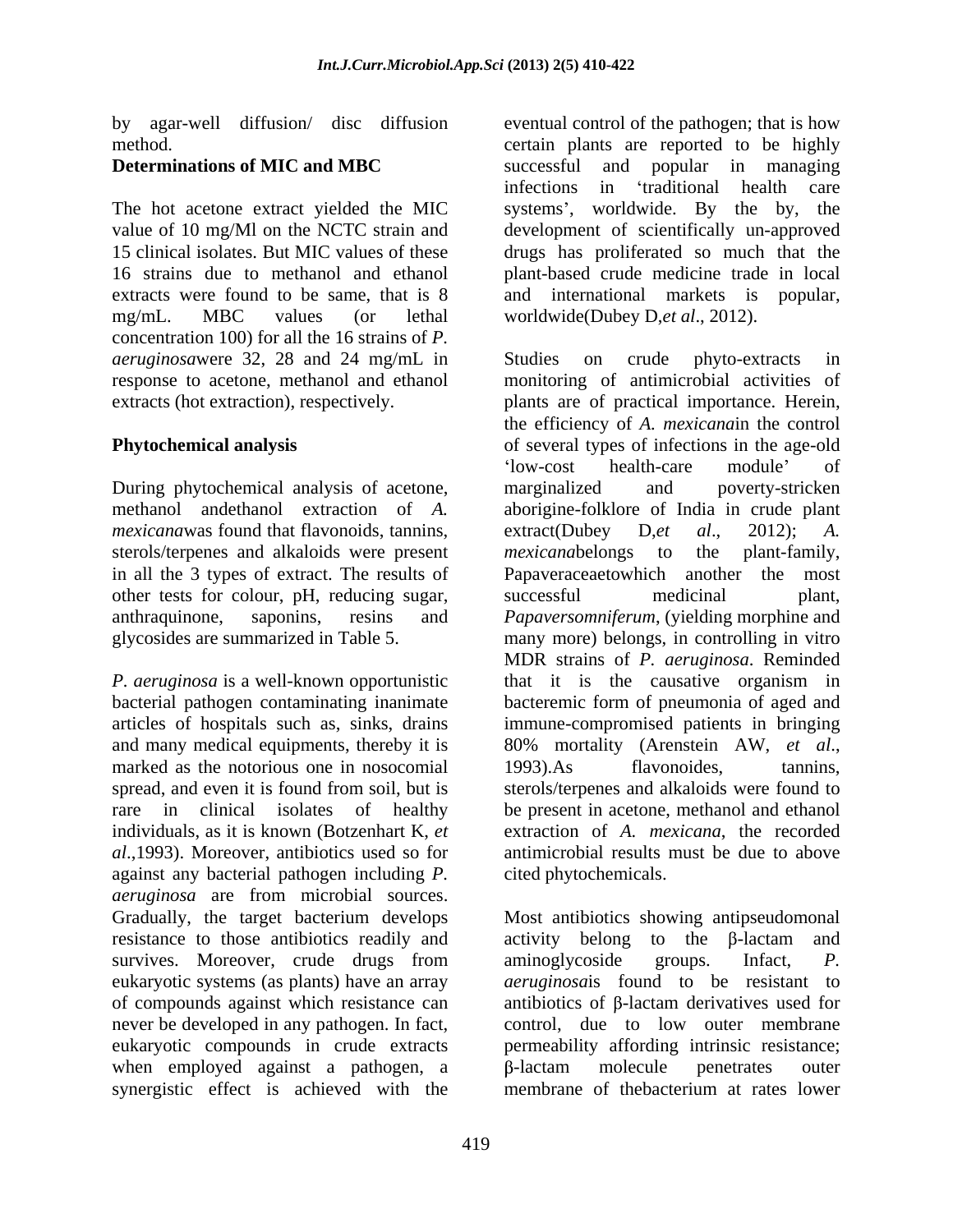by agar-well diffusion/ disc diffusion method.

**Determinations of MIC and MBC**

The hot acetone extract yielded the MIC value of 10 mg/Ml on the NCTC strain and 15 clinical isolates. But MIC values of these 16 strains due to methanol and ethanol extracts were found to be same, that is 8 mg/mL. MBC values (or lethal concentration 100) for all the 16 strains of *P. aeruginosa*were 32, 28 and 24 mg/mL in response to acetone, methanol and ethanol extracts (hot extraction), respectively.

**Phytochemical analysis**

During phytochemical analysis of acetone, methanol andethanol extraction of *A. mexicana*was found that flavonoids, tannins, sterols/terpenes and alkaloids were present in all the 3 types of extract. The results of other tests for colour, pH, reducing sugar, anthraquinone, saponins, resins and glycosides are summarized in Table 5.

*P. aeruginosa* is a well-known opportunistic bacterial pathogen contaminating inanimate articles of hospitals such as, sinks, drains and many medical equipments, thereby it is marked as the notorious one in nosocomial spread, and even it is found from soil, but is rare in clinical isolates of healthy individuals, as it is known (Botzenhart K, *et al*.,1993). Moreover, antibiotics used so for against any bacterial pathogen including *P. aeruginosa* are from microbial sources. Gradually, the target bacterium develops resistance to those antibiotics readily and survives. Moreover, crude drugs from eukaryotic systems (as plants) have an array of compounds against which resistance can never be developed in any pathogen. In fact, eukaryotic compounds in crude extracts when employed against a pathogen, a synergistic effect is achieved with the eventual control of the pathogen; that is how certain plants are reported to be highly successful and popular in managing infections in 'traditional health care systems', worldwide. By the by, the development of scientifically un-approved drugs has proliferated so much that the plant-based crude medicine trade in local and international markets is popular, worldwide(Dubey D,*et al*., 2012).

Studies on crude phyto-extracts in monitoring of antimicrobial activities of plants are of practical importance. Herein, the efficiency of *A. mexicana*in the control of several types of infections in the age-old 'low-cost health-care module' of marginalized and poverty-stricken aborigine-folklore of India in crude plant extract(Dubey D,*et al*., 2012); *A. mexicana*belongs to the plant-family, Papaveraceaetowhich another the most successful medicinal plant, *Papaversomniferum*, (yielding morphine and many more) belongs, in controlling in vitro MDR strains of *P. aeruginosa*. Reminded that it is the causative organism in bacteremic form of pneumonia of aged and immune-compromised patients in bringing 80% mortality (Arenstein AW, *et al*., 1993).As flavonoides, tannins, sterols/terpenes and alkaloids were found to be present in acetone, methanol and ethanol extraction of *A. mexicana*, the recorded antimicrobial results must be due to above cited phytochemicals.

Most antibiotics showing antipseudomonal activity belong to the β-lactam and aminoglycoside groups. Infact, *P. aeruginosa*is found to be resistant to antibiotics of β-lactam derivatives used for control, due to low outer membrane permeability affording intrinsic resistance; β-lactam molecule penetrates outer membrane of thebacterium at rates lower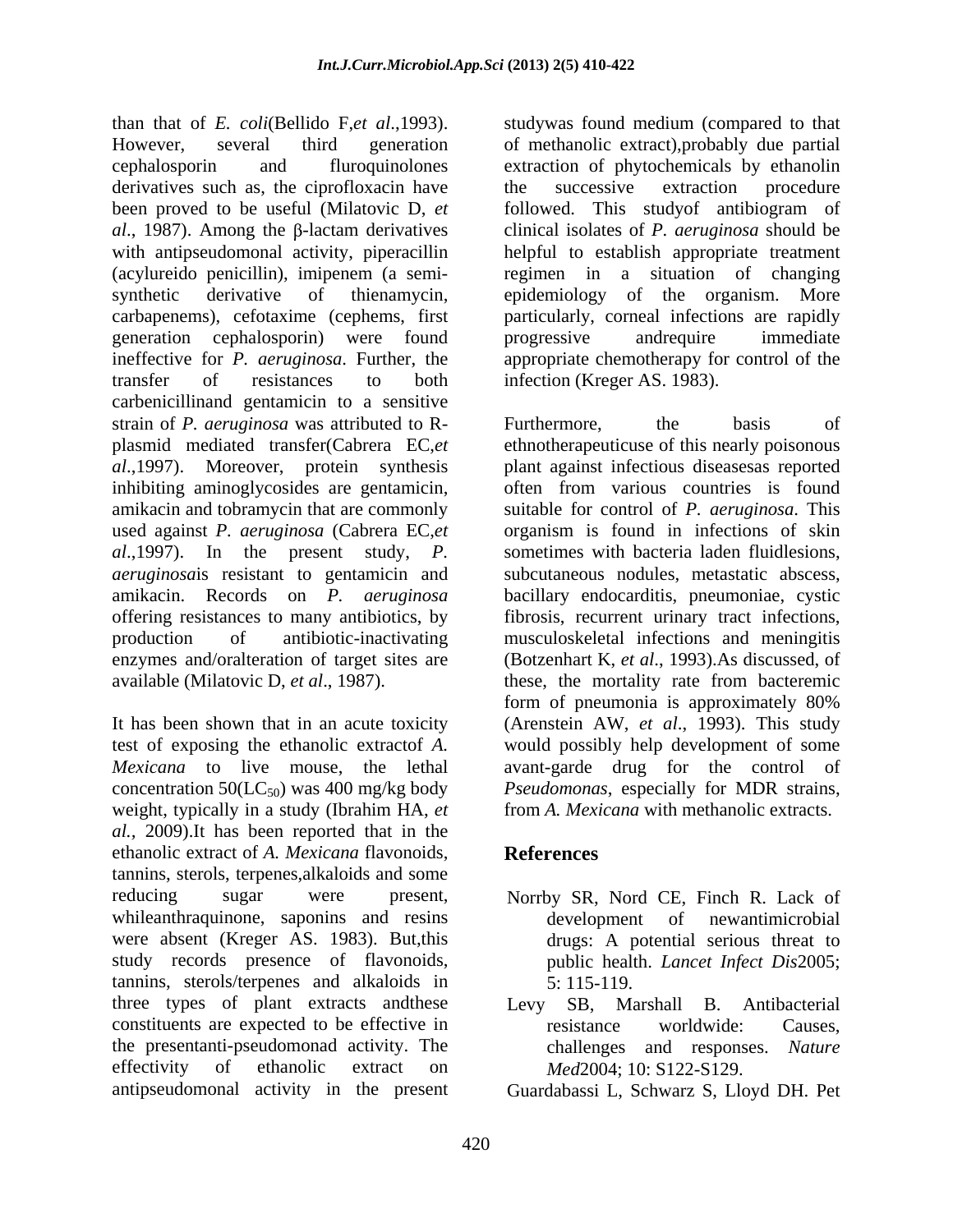than that of *E. coli*(Bellido F,*et al*.,1993). However, several third generation cephalosporin and fluroquinolones derivatives such as, the ciprofloxacin have been proved to be useful (Milatovic D, *et al*., 1987). Among the β-lactam derivatives with antipseudomonal activity, piperacillin (acylureido penicillin), imipenem (a semi-synthetic derivative of thienamycin, carbapenems), cefotaxime (cephems, first generation cephalosporin) were found ineffective for *P. aeruginosa*. Further, the transfer of resistances to both carbenicillinand gentamicin to a sensitive strain of *P. aeruginosa* was attributed to R-plasmid mediated transfer(Cabrera EC,*et al*.,1997). Moreover, protein synthesis inhibiting aminoglycosides are gentamicin, amikacin and tobramycin that are commonly used against *P. aeruginosa* (Cabrera EC,*et al*.,1997). In the present study, *P. aeruginosa*is resistant to gentamicin and amikacin. Records on *P. aeruginosa* offering resistances to many antibiotics, by production of antibiotic-inactivating enzymes and/oralteration of target sites are available (Milatovic D, *et al*., 1987).

It has been shown that in an acute toxicity test of exposing the ethanolic extractof *A. Mexicana* to live mouse, the lethal concentration 50($LC_{50}$) was 400 mg/kg body weight, typically in a study (Ibrahim HA, *et al.*, 2009).It has been reported that in the ethanolic extract of *A. Mexicana* flavonoids, tannins, sterols, terpenes,alkaloids and some reducing sugar were present, whileanthraquinone, saponins and resins were absent (Kreger AS. 1983). But,this study records presence of flavonoids, tannins, sterols/terpenes and alkaloids in three types of plant extracts andthese constituents are expected to be effective in the presentanti-pseudomonad activity. The effectivity of ethanolic extract on antipseudomonal activity in the present studywas found medium (compared to that of methanolic extract),probably due partial extraction of phytochemicals by ethanolin the successive extraction procedure followed. This studyof antibiogram of clinical isolates of *P. aeruginosa* should be helpful to establish appropriate treatment regimen in a situation of changing epidemiology of the organism. More particularly, corneal infections are rapidly progressive andrequire immediate appropriate chemotherapy for control of the infection (Kreger AS. 1983).

Furthermore, the basis of ethnotherapeuticuse of this nearly poisonous plant against infectious diseasesas reported often from various countries is found suitable for control of *P. aeruginosa*. This organism is found in infections of skin sometimes with bacteria laden fluidlesions, subcutaneous nodules, metastatic abscess, bacillary endocarditis, pneumoniae, cystic fibrosis, recurrent urinary tract infections, musculoskeletal infections and meningitis (Botzenhart K, *et al*., 1993).As discussed, of these, the mortality rate from bacteremic form of pneumonia is approximately 80% (Arenstein AW, *et al*., 1993). This study would possibly help development of some avant-garde drug for the control of *Pseudomonas*, especially for MDR strains, from *A. Mexicana* with methanolic extracts.

## References

Norrby SR, Nord CE, Finch R. Lack of development of newantimicrobial drugs: A potential serious threat to public health. *Lancet Infect Dis*2005; 5: 115-119.

Levy SB, Marshall B. Antibacterial resistance worldwide: Causes, challenges and responses. *Nature Med*2004; 10: S122-S129.

Guardabassi L, Schwarz S, Lloyd DH. Pet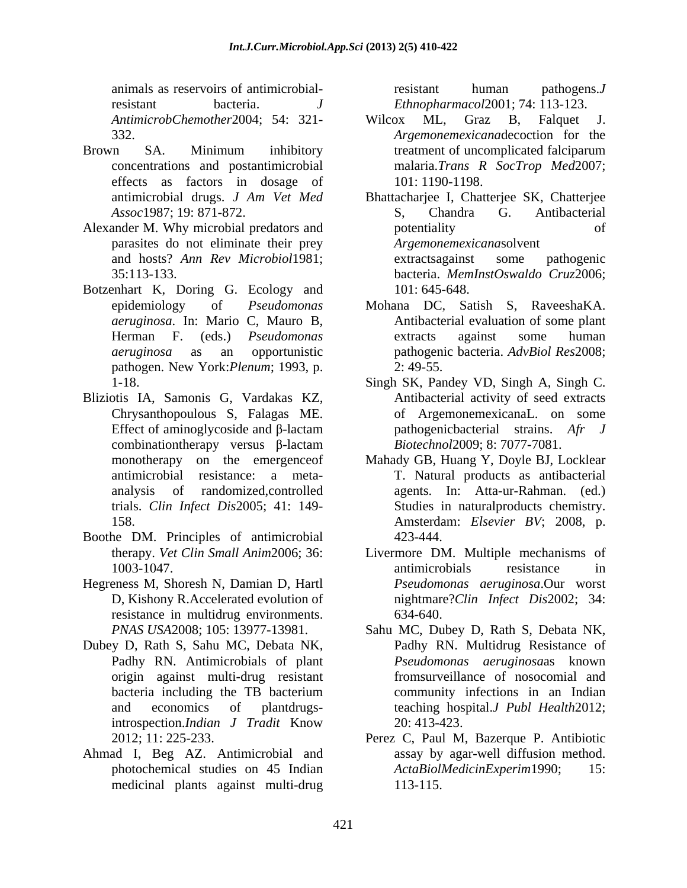animals as reservoirs of antimicrobial-resistant bacteria. *J AntimicrobChemother*2004; 54: 321-332.

Brown SA. Minimum inhibitory concentrations and postantimicrobial effects as factors in dosage of antimicrobial drugs. *J Am Vet Med Assoc*1987; 19: 871-872.

Alexander M. Why microbial predators and parasites do not eliminate their prey and hosts? *Ann Rev Microbiol*1981; 35:113-133.

Botzenhart K, Doring G. Ecology and epidemiology of *Pseudomonas aeruginosa*. In: Mario C, Mauro B, Herman F. (eds.) *Pseudomonas aeruginosa* as an opportunistic pathogen. New York:*Plenum*; 1993, p. 1-18.

Bliziotis IA, Samonis G, Vardakas KZ, Chrysanthopoulous S, Falagas ME. Effect of aminoglycoside and β-lactam combinationtherapy versus β-lactam monotherapy on the emergenceof antimicrobial resistance: a meta-analysis of randomized,controlled trials. *Clin Infect Dis*2005; 41: 149-158.

Boothe DM. Principles of antimicrobial therapy. *Vet Clin Small Anim*2006; 36: 1003-1047.

Hegreness M, Shoresh N, Damian D, Hartl D, Kishony R.Accelerated evolution of resistance in multidrug environments. *PNAS USA*2008; 105: 13977-13981.

Dubey D, Rath S, Sahu MC, Debata NK, Padhy RN. Antimicrobials of plant origin against multi-drug resistant bacteria including the TB bacterium and economics of plantdrugs-introspection.*Indian J Tradit* Know 2012; 11: 225-233.

Ahmad I, Beg AZ. Antimicrobial and photochemical studies on 45 Indian medicinal plants against multi-drug resistant human pathogens.*J Ethnopharmacol*2001; 74: 113-123.

Wilcox ML, Graz B, Falquet J. *Argemonemexicana*decoction for the treatment of uncomplicated falciparum malaria.*Trans R SocTrop Med*2007; 101: 1190-1198.

Bhattacharjee I, Chatterjee SK, Chatterjee S, Chandra G. Antibacterial potentiality of *Argemonemexicana*solvent extractsagainst some pathogenic bacteria. *MemInstOswaldo Cruz*2006; 101: 645-648.

Mohana DC, Satish S, RaveeshaKA. Antibacterial evaluation of some plant extracts against some human pathogenic bacteria. *AdvBiol Res*2008; 2: 49-55.

Singh SK, Pandey VD, Singh A, Singh C. Antibacterial activity of seed extracts of ArgemonemexicanaL. on some pathogenicbacterial strains. *Afr J Biotechnol*2009; 8: 7077-7081.

Mahady GB, Huang Y, Doyle BJ, Locklear T. Natural products as antibacterial agents. In: Atta-ur-Rahman. (ed.) Studies in naturalproducts chemistry. Amsterdam: *Elsevier BV*; 2008, p. 423-444.

Livermore DM. Multiple mechanisms of antimicrobials resistance in *Pseudomonas aeruginosa*.Our worst nightmare?*Clin Infect Dis*2002; 34: 634-640.

Sahu MC, Dubey D, Rath S, Debata NK, Padhy RN. Multidrug Resistance of *Pseudomonas aeruginosa*as known fromsurveillance of nosocomial and community infections in an Indian teaching hospital.*J Publ Health*2012; 20: 413-423.

Perez C, Paul M, Bazerque P. Antibiotic assay by agar-well diffusion method. *ActaBiolMedicinExperim*1990; 15: 113-115.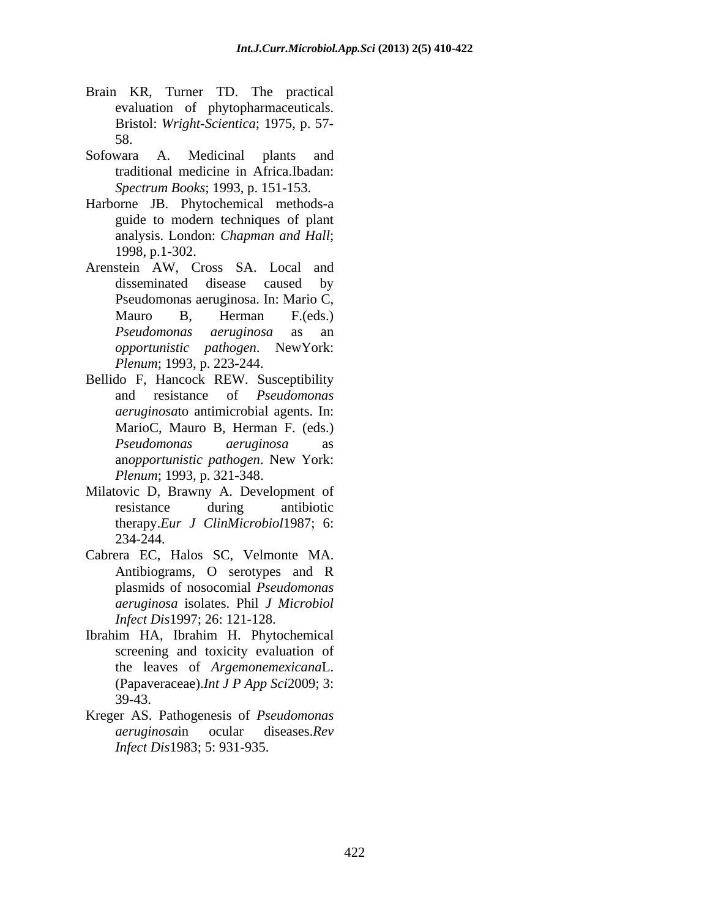Brain KR, Turner TD. The practical evaluation of phytopharmaceuticals. Bristol: *Wright-Scientica*; 1975, p. 57-58.

Sofowara A. Medicinal plants and traditional medicine in Africa.Ibadan: *Spectrum Books*; 1993, p. 151-153.

Harborne JB. Phytochemical methods-a guide to modern techniques of plant analysis. London: *Chapman and Hall*; 1998, p.1-302.

Arenstein AW, Cross SA. Local and disseminated disease caused by Pseudomonas aeruginosa. In: Mario C, Mauro B, Herman F.(eds.) *Pseudomonas aeruginosa* as an *opportunistic pathogen*. NewYork: *Plenum*; 1993, p. 223-244.

Bellido F, Hancock REW. Susceptibility and resistance of *Pseudomonas aeruginosa*to antimicrobial agents. In: MarioC, Mauro B, Herman F. (eds.) *Pseudomonas aeruginosa* as an*opportunistic pathogen*. New York: *Plenum*; 1993, p. 321-348.

Milatovic D, Brawny A. Development of resistance during antibiotic therapy.*Eur J ClinMicrobiol*1987; 6: 234-244.

Cabrera EC, Halos SC, Velmonte MA. Antibiograms, O serotypes and R plasmids of nosocomial *Pseudomonas aeruginosa* isolates. Phil *J Microbiol Infect Dis*1997; 26: 121-128.

Ibrahim HA, Ibrahim H. Phytochemical screening and toxicity evaluation of the leaves of *Argemonemexicana*L. (Papaveraceae).*Int J P App Sci*2009; 3: 39-43.

Kreger AS. Pathogenesis of *Pseudomonas aeruginosa*in ocular diseases.*Rev Infect Dis*1983; 5: 931-935.